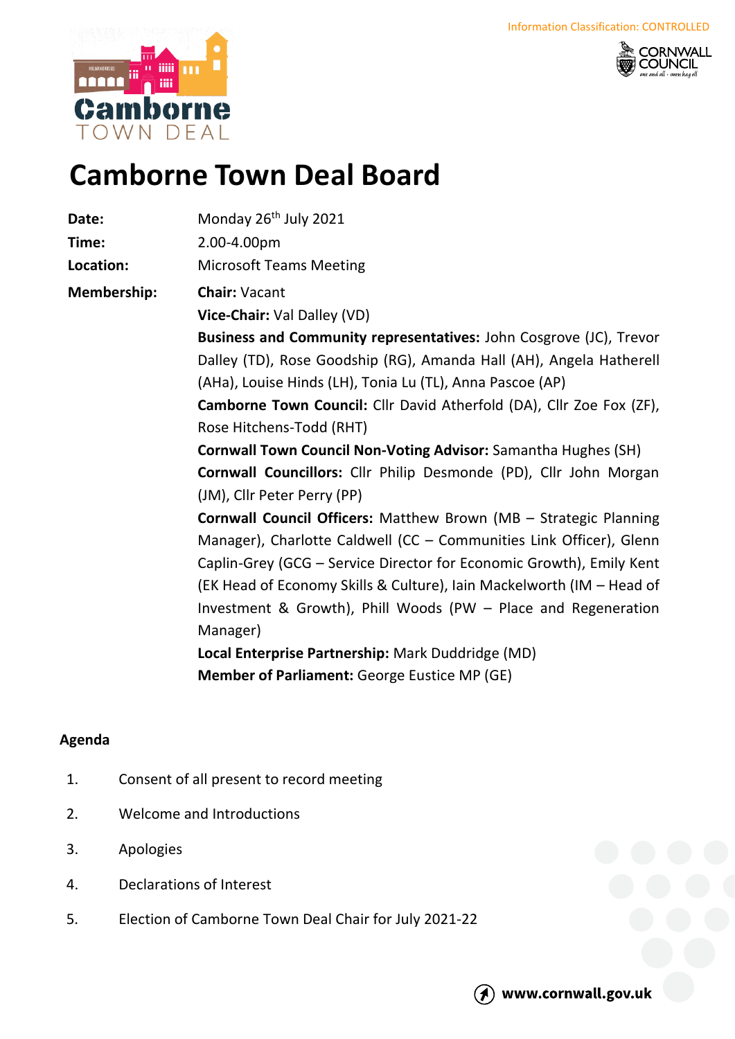Information Classification: CONTROLLED

# Camborne Town Deal Board

**Date:** Monday 26th July 2021

**Time:** 2.00-4.00pm

**Location:** Microsoft Teams Meeting

**Membership:**

**Chair:** Vacant

**Vice-Chair:** Val Dalley (VD)

**Business and Community representatives:** John Cosgrove (JC), Trevor Dalley (TD), Rose Goodship (RG), Amanda Hall (AH), Angela Hatherell (AHa), Louise Hinds (LH), Tonia Lu (TL), Anna Pascoe (AP)

**Camborne Town Council:** Cllr David Atherfold (DA), Cllr Zoe Fox (ZF), Rose Hitchens-Todd (RHT)

**Cornwall Town Council Non-Voting Advisor:** Samantha Hughes (SH)

**Cornwall Councillors:** Cllr Philip Desmonde (PD), Cllr John Morgan (JM), Cllr Peter Perry (PP)

**Cornwall Council Officers:** Matthew Brown (MB – Strategic Planning Manager), Charlotte Caldwell (CC – Communities Link Officer), Glenn Caplin-Grey (GCG – Service Director for Economic Growth), Emily Kent (EK Head of Economy Skills & Culture), Iain Mackelworth (IM – Head of Investment & Growth), Phill Woods (PW – Place and Regeneration Manager)

**Local Enterprise Partnership:** Mark Duddridge (MD)

**Member of Parliament:** George Eustice MP (GE)

## Agenda

1. Consent of all present to record meeting
2. Welcome and Introductions
3. Apologies
4. Declarations of Interest
5. Election of Camborne Town Deal Chair for July 2021-22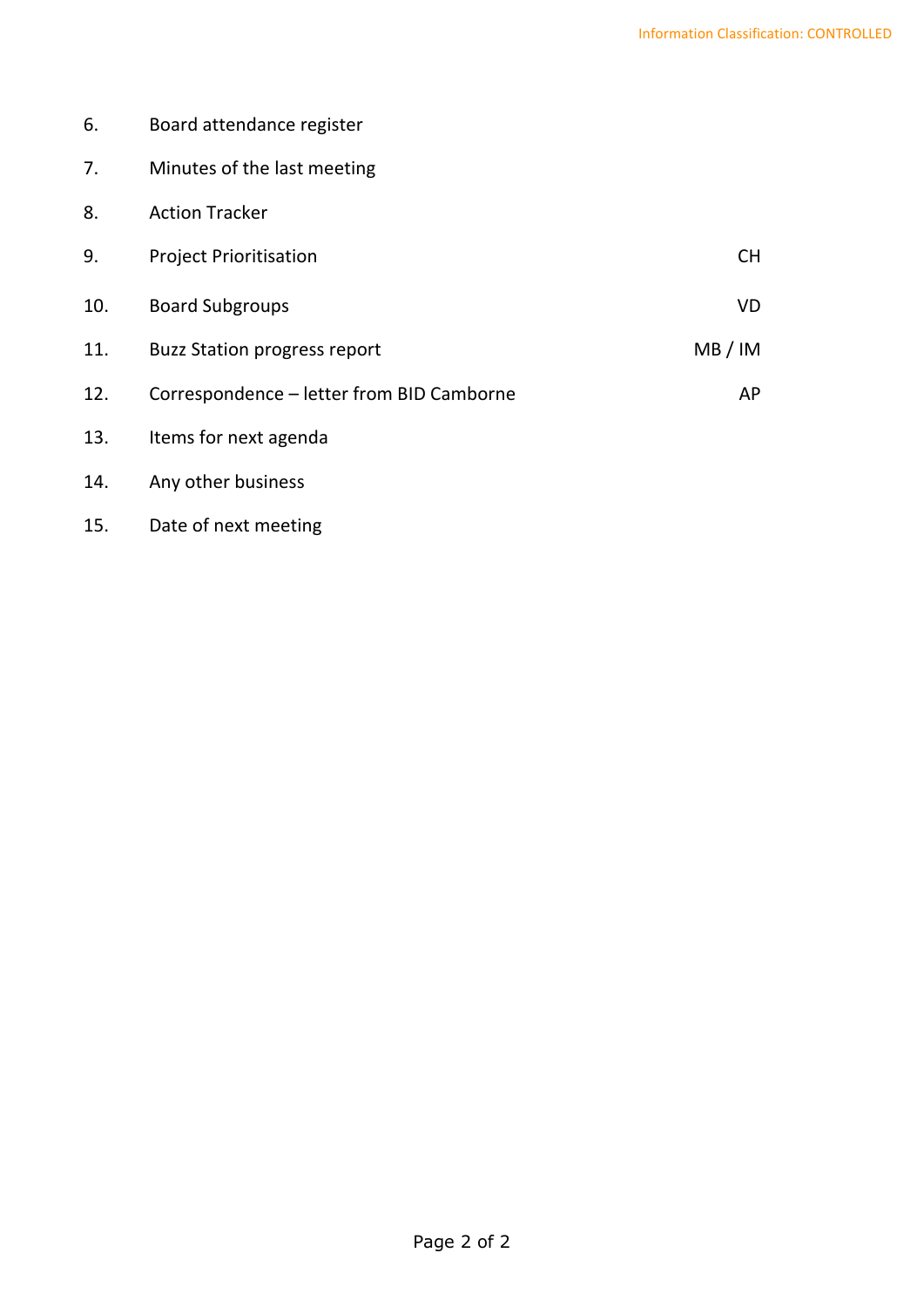| | | |
|---|---|---|
| 6. | Board attendance register | |
| 7. | Minutes of the last meeting | |
| 8. | Action Tracker | |
| 9. | Project Prioritisation | CH |
| 10. | Board Subgroups | VD |
| 11. | Buzz Station progress report | MB / IM |
| 12. | Correspondence – letter from BID Camborne | AP |
| 13. | Items for next agenda | |
| 14. | Any other business | |
| 15. | Date of next meeting | |